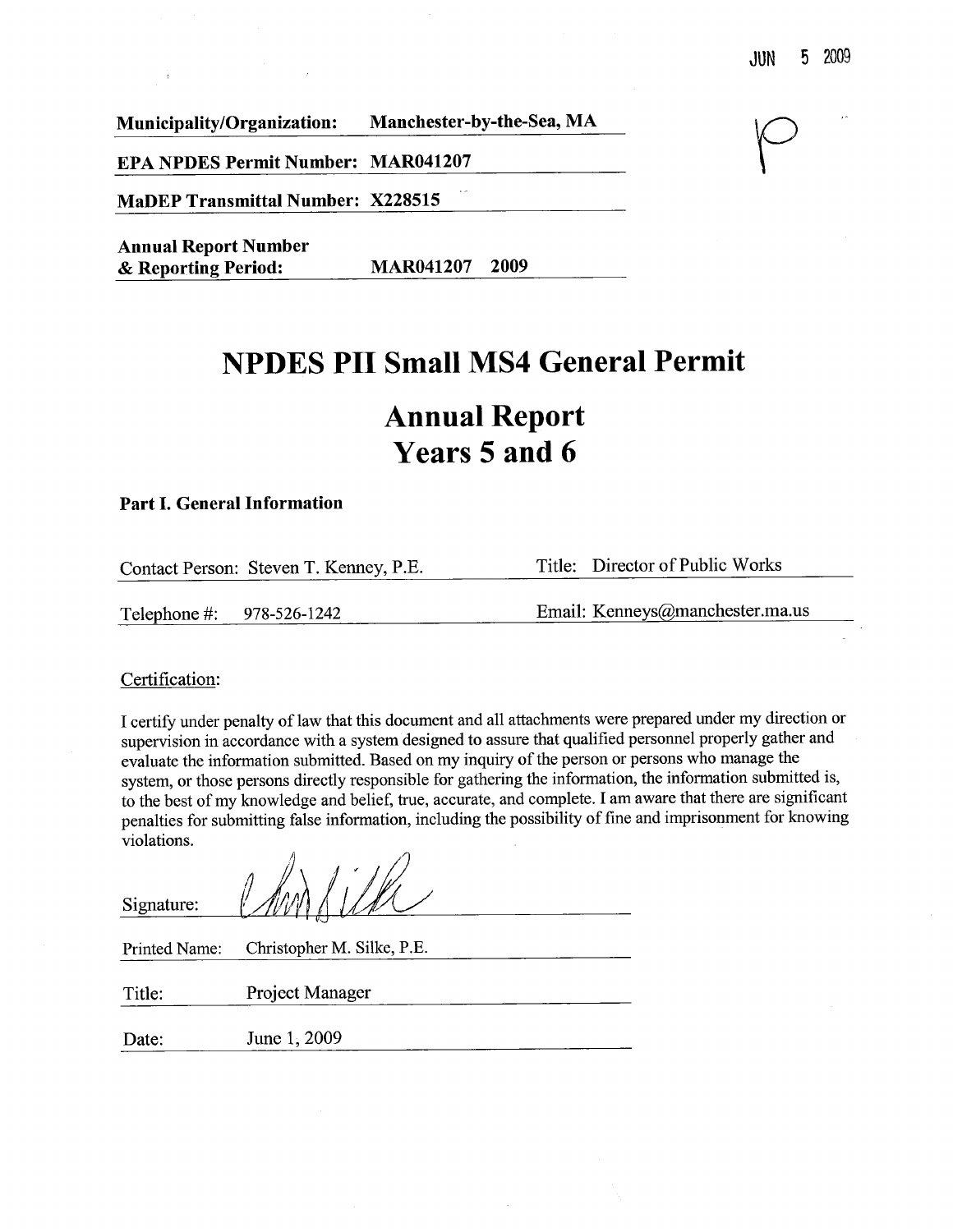JUN 5 2009

**Municipality/Organization:** Manchester-by-the-Sea, MA

**EPA NPDES Permit Number:** MAR041207

**MaDEP Transmittal Number:** X228515

**Annual Report Number & Reporting Period:** MAR041207 2009

# NPDES PII Small MS4 General Permit

## Annual Report Years 5 and 6

### Part I. General Information

Contact Person: Steven T. Kenney, P.E. Title: Director of Public Works

Telephone #: 978-526-1242 Email: Kenneys@manchester.ma.us

Certification:

I certify under penalty of law that this document and all attachments were prepared under my direction or supervision in accordance with a system designed to assure that qualified personnel properly gather and evaluate the information submitted. Based on my inquiry of the person or persons who manage the system, or those persons directly responsible for gathering the information, the information submitted is, to the best of my knowledge and belief, true, accurate, and complete. I am aware that there are significant penalties for submitting false information, including the possibility of fine and imprisonment for knowing violations.

Signature:

Printed Name: Christopher M. Silke, P.E.

Title: Project Manager

Date: June 1, 2009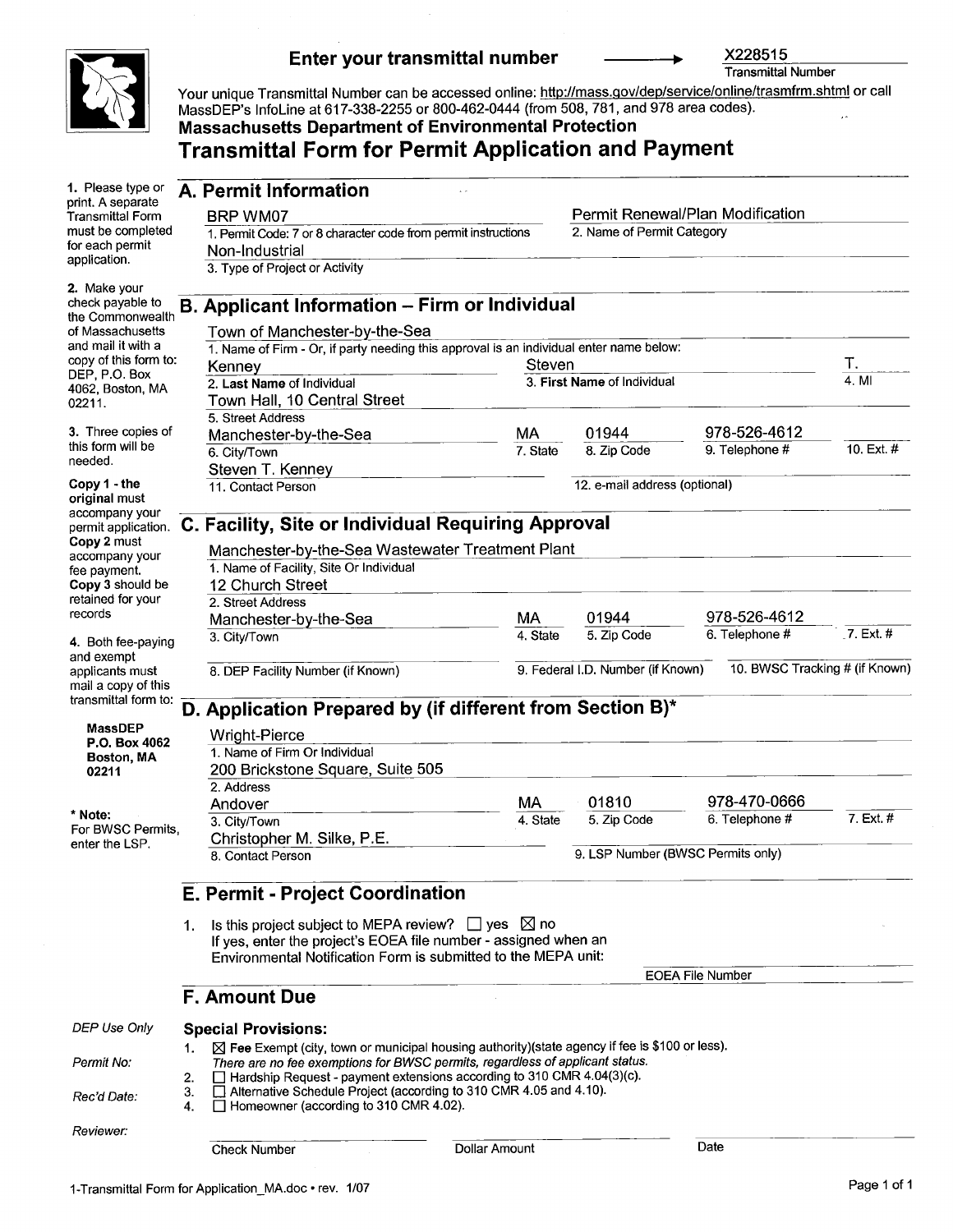**Enter your transmittal number** → X228515
Transmittal Number

Your unique Transmittal Number can be accessed online: http://mass.gov/dep/service/online/trasmfrm.shtml or call MassDEP's InfoLine at 617-338-2255 or 800-462-0444 (from 508, 781, and 978 area codes).

**Massachusetts Department of Environmental Protection**

# Transmittal Form for Permit Application and Payment

1. Please type or print. A separate Transmittal Form must be completed for each permit application.

2. Make your check payable to the Commonwealth of Massachusetts and mail it with a copy of this form to: DEP, P.O. Box 4062, Boston, MA 02211.

3. Three copies of this form will be needed.

**Copy 1 - the original** must accompany your permit application.
**Copy 2** must accompany your fee payment.
**Copy 3** should be retained for your records

4. Both fee-paying and exempt applicants must mail a copy of this transmittal form to:

**MassDEP**
**P.O. Box 4062**
**Boston, MA 02211**

\* **Note:** For BWSC Permits, enter the LSP.

## A. Permit Information

1. Permit Code: 7 or 8 character code from permit instructions: BRP WM07
2. Name of Permit Category: Permit Renewal/Plan Modification
3. Type of Project or Activity: Non-Industrial

## B. Applicant Information – Firm or Individual

1. Name of Firm - Or, if party needing this approval is an individual enter name below: Town of Manchester-by-the-Sea
2. **Last Name** of Individual: Kenney
3. **First Name** of Individual: Steven
4. MI: T.
5. Street Address: Town Hall, 10 Central Street
6. City/Town: Manchester-by-the-Sea
7. State: MA
8. Zip Code: 01944
9. Telephone #: 978-526-4612
10. Ext. #:
11. Contact Person: Steven T. Kenney
12. e-mail address (optional):

## C. Facility, Site or Individual Requiring Approval

1. Name of Facility, Site Or Individual: Manchester-by-the-Sea Wastewater Treatment Plant
2. Street Address: 12 Church Street
3. City/Town: Manchester-by-the-Sea
4. State: MA
5. Zip Code: 01944
6. Telephone #: 978-526-4612
7. Ext. #:
8. DEP Facility Number (if Known):
9. Federal I.D. Number (if Known):
10. BWSC Tracking # (if Known):

## D. Application Prepared by (if different from Section B)*

1. Name of Firm Or Individual: Wright-Pierce
2. Address: 200 Brickstone Square, Suite 505
3. City/Town: Andover
4. State: MA
5. Zip Code: 01810
6. Telephone #: 978-470-0666
7. Ext. #:
8. Contact Person: Christopher M. Silke, P.E.
9. LSP Number (BWSC Permits only):

## E. Permit - Project Coordination

1. Is this project subject to MEPA review? ☐ yes ☒ no
   If yes, enter the project's EOEA file number - assigned when an Environmental Notification Form is submitted to the MEPA unit:

   EOEA File Number: 

## F. Amount Due

*DEP Use Only*

*Permit No:*

*Rec'd Date:*

*Reviewer:*

**Special Provisions:**

1. ☒ **Fee** Exempt (city, town or municipal housing authority)(state agency if fee is $100 or less). *There are no fee exemptions for BWSC permits, regardless of applicant status.*
2. ☐ Hardship Request - payment extensions according to 310 CMR 4.04(3)(c).
3. ☐ Alternative Schedule Project (according to 310 CMR 4.05 and 4.10).
4. ☐ Homeowner (according to 310 CMR 4.02).

Check Number | Dollar Amount | Date

1-Transmittal Form for Application_MA.doc • rev. 1/07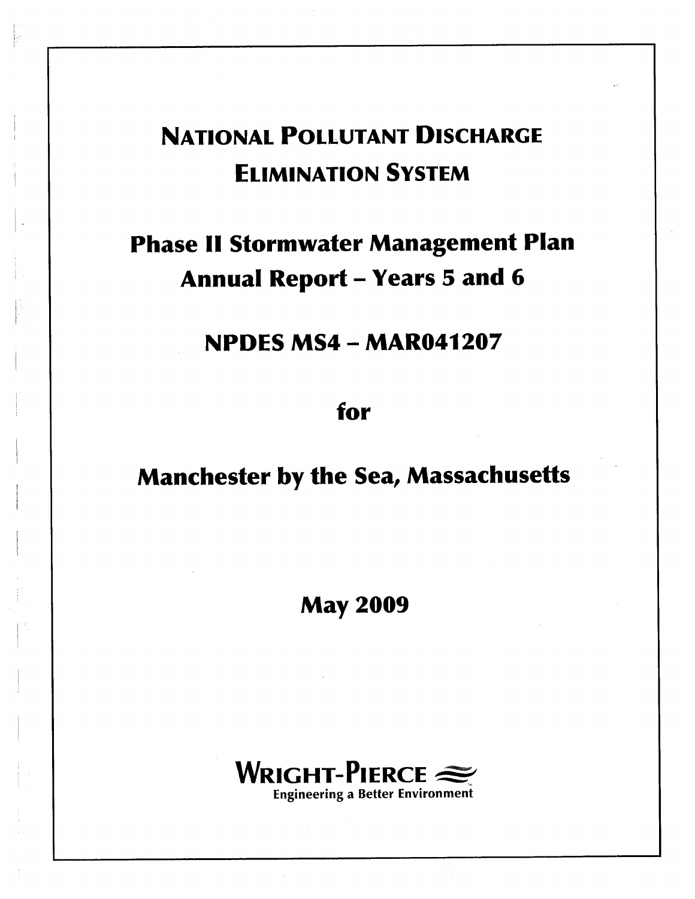# National Pollutant Discharge Elimination System

## Phase II Stormwater Management Plan Annual Report – Years 5 and 6

## NPDES MS4 – MAR041207

## for

## Manchester by the Sea, Massachusetts

**May 2009**

**WRIGHT-PIERCE**
Engineering a Better Environment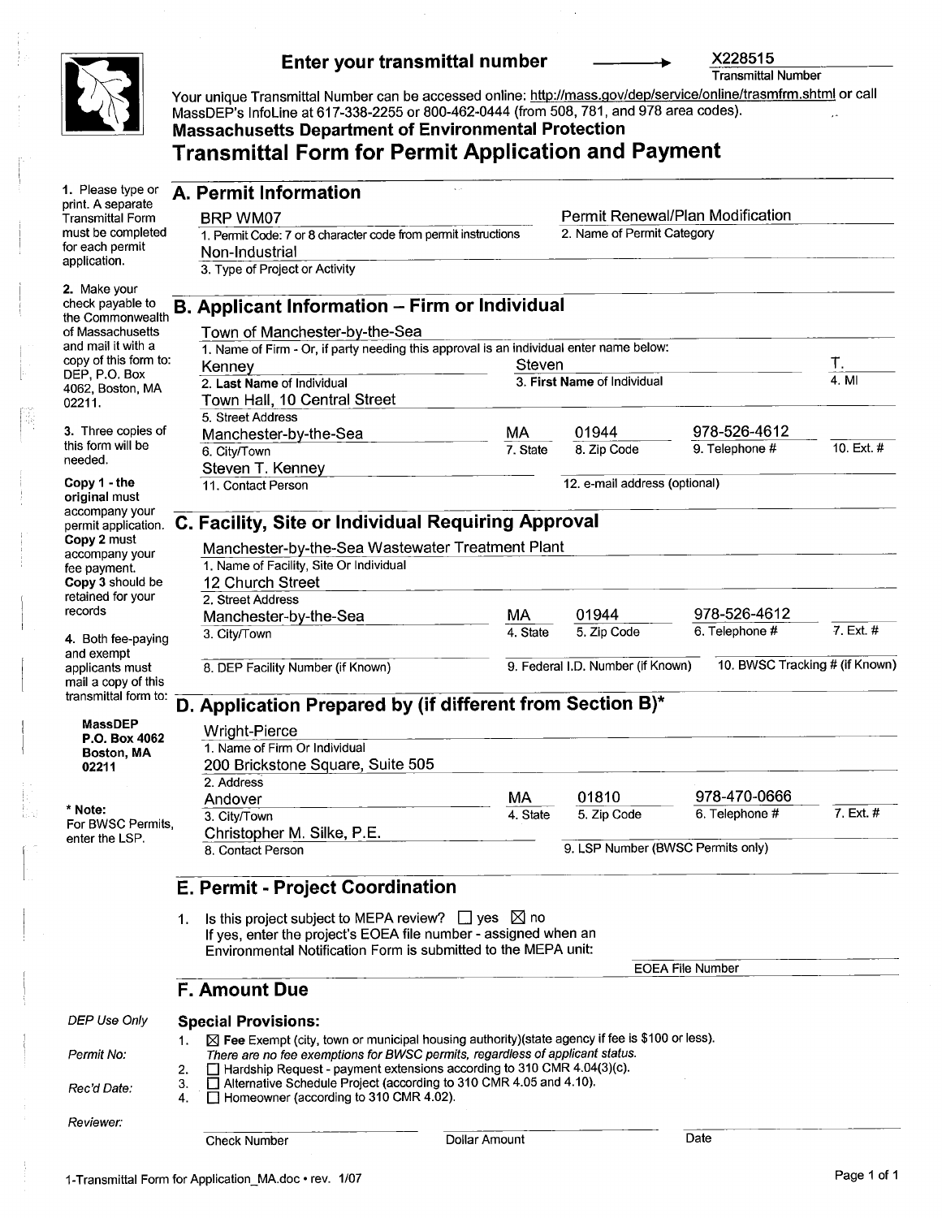**Enter your transmittal number** → X228515
Transmittal Number

Your unique Transmittal Number can be accessed online: http://mass.gov/dep/service/online/trasmfrm.shtml or call MassDEP's InfoLine at 617-338-2255 or 800-462-0444 (from 508, 781, and 978 area codes).

**Massachusetts Department of Environmental Protection**

# Transmittal Form for Permit Application and Payment

1. Please type or print. A separate Transmittal Form must be completed for each permit application.

2. Make your check payable to the Commonwealth of Massachusetts and mail it with a copy of this form to: DEP, P.O. Box 4062, Boston, MA 02211.

3. Three copies of this form will be needed.

**Copy 1 - the original** must accompany your permit application. **Copy 2** must accompany your fee payment. **Copy 3** should be retained for your records

4. Both fee-paying and exempt applicants must mail a copy of this transmittal form to:

**MassDEP**
**P.O. Box 4062**
**Boston, MA 02211**

**\* Note:** For BWSC Permits, enter the LSP.

## A. Permit Information

1. Permit Code: 7 or 8 character code from permit instructions: BRP WM07
2. Name of Permit Category: Permit Renewal/Plan Modification
3. Type of Project or Activity: Non-Industrial

## B. Applicant Information – Firm or Individual

1. Name of Firm - Or, if party needing this approval is an individual enter name below: Town of Manchester-by-the-Sea
2. **Last Name** of Individual: Kenney
3. **First Name** of Individual: Steven
4. MI: T.
5. Street Address: Town Hall, 10 Central Street
6. City/Town: Manchester-by-the-Sea
7. State: MA
8. Zip Code: 01944
9. Telephone #: 978-526-4612
10. Ext. #:
11. Contact Person: Steven T. Kenney
12. e-mail address (optional):

## C. Facility, Site or Individual Requiring Approval

1. Name of Facility, Site Or Individual: Manchester-by-the-Sea Wastewater Treatment Plant
2. Street Address: 12 Church Street
3. City/Town: Manchester-by-the-Sea
4. State: MA
5. Zip Code: 01944
6. Telephone #: 978-526-4612
7. Ext. #:
8. DEP Facility Number (if Known):
9. Federal I.D. Number (if Known):
10. BWSC Tracking # (if Known):

## D. Application Prepared by (if different from Section B)*

1. Name of Firm Or Individual: Wright-Pierce
2. Address: 200 Brickstone Square, Suite 505
3. City/Town: Andover
4. State: MA
5. Zip Code: 01810
6. Telephone #: 978-470-0666
7. Ext. #:
8. Contact Person: Christopher M. Silke, P.E.
9. LSP Number (BWSC Permits only):

## E. Permit - Project Coordination

1. Is this project subject to MEPA review? ☐ yes ☒ no
   If yes, enter the project's EOEA file number - assigned when an Environmental Notification Form is submitted to the MEPA unit:

   EOEA File Number: 

## F. Amount Due

*DEP Use Only*

*Permit No:*

*Rec'd Date:*

*Reviewer:*

**Special Provisions:**

1. ☒ **Fee** Exempt (city, town or municipal housing authority)(state agency if fee is $100 or less). *There are no fee exemptions for BWSC permits, regardless of applicant status.*
2. ☐ Hardship Request - payment extensions according to 310 CMR 4.04(3)(c).
3. ☐ Alternative Schedule Project (according to 310 CMR 4.05 and 4.10).
4. ☐ Homeowner (according to 310 CMR 4.02).

Check Number: ______ Dollar Amount: ______ Date: ______

1-Transmittal Form for Application_MA.doc • rev. 1/07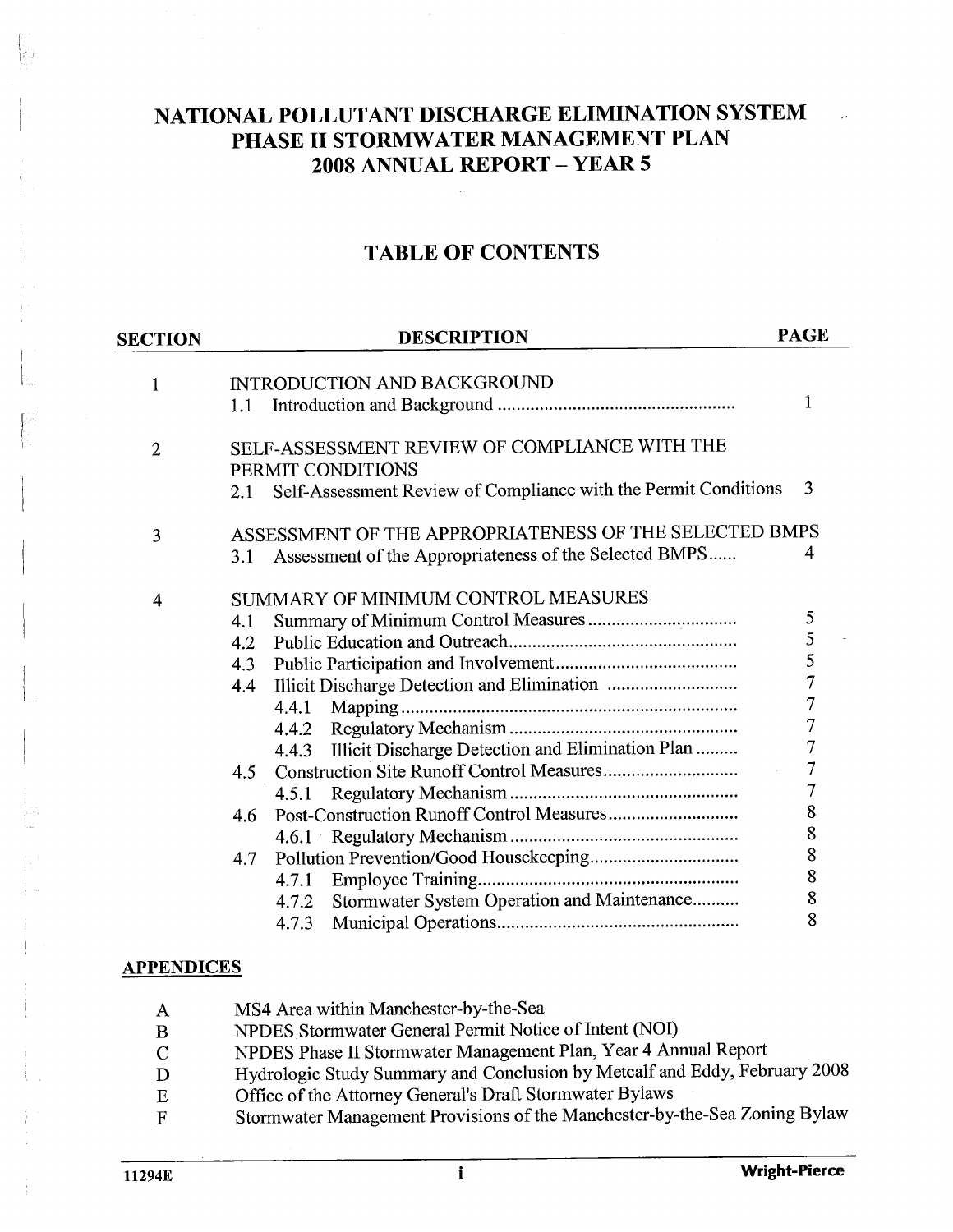# NATIONAL POLLUTANT DISCHARGE ELIMINATION SYSTEM PHASE II STORMWATER MANAGEMENT PLAN 2008 ANNUAL REPORT – YEAR 5

## TABLE OF CONTENTS

| SECTION | DESCRIPTION | PAGE |
|---|---|---|
| 1 | INTRODUCTION AND BACKGROUND | |
| | 1.1 Introduction and Background | 1 |
| 2 | SELF-ASSESSMENT REVIEW OF COMPLIANCE WITH THE PERMIT CONDITIONS | |
| | 2.1 Self-Assessment Review of Compliance with the Permit Conditions | 3 |
| 3 | ASSESSMENT OF THE APPROPRIATENESS OF THE SELECTED BMPS | |
| | 3.1 Assessment of the Appropriateness of the Selected BMPS | 4 |
| 4 | SUMMARY OF MINIMUM CONTROL MEASURES | |
| | 4.1 Summary of Minimum Control Measures | 5 |
| | 4.2 Public Education and Outreach | 5 |
| | 4.3 Public Participation and Involvement | 5 |
| | 4.4 Illicit Discharge Detection and Elimination | 7 |
| | 4.4.1 Mapping | 7 |
| | 4.4.2 Regulatory Mechanism | 7 |
| | 4.4.3 Illicit Discharge Detection and Elimination Plan | 7 |
| | 4.5 Construction Site Runoff Control Measures | 7 |
| | 4.5.1 Regulatory Mechanism | 7 |
| | 4.6 Post-Construction Runoff Control Measures | 8 |
| | 4.6.1 Regulatory Mechanism | 8 |
| | 4.7 Pollution Prevention/Good Housekeeping | 8 |
| | 4.7.1 Employee Training | 8 |
| | 4.7.2 Stormwater System Operation and Maintenance | 8 |
| | 4.7.3 Municipal Operations | 8 |

## APPENDICES

| | |
|---|---|
| A | MS4 Area within Manchester-by-the-Sea |
| B | NPDES Stormwater General Permit Notice of Intent (NOI) |
| C | NPDES Phase II Stormwater Management Plan, Year 4 Annual Report |
| D | Hydrologic Study Summary and Conclusion by Metcalf and Eddy, February 2008 |
| E | Office of the Attorney General's Draft Stormwater Bylaws |
| F | Stormwater Management Provisions of the Manchester-by-the-Sea Zoning Bylaw |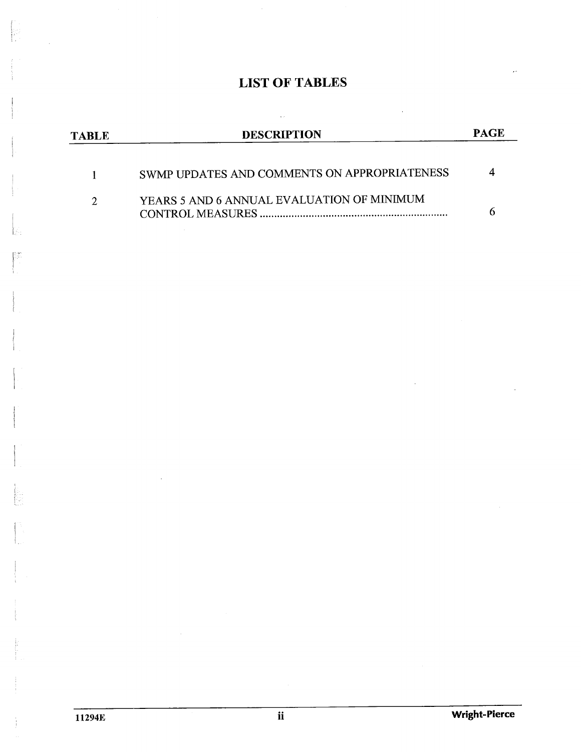# LIST OF TABLES

| TABLE | DESCRIPTION | PAGE |
|---|---|---|
| 1 | SWMP UPDATES AND COMMENTS ON APPROPRIATENESS | 4 |
| 2 | YEARS 5 AND 6 ANNUAL EVALUATION OF MINIMUM CONTROL MEASURES .................................................................. | 6 |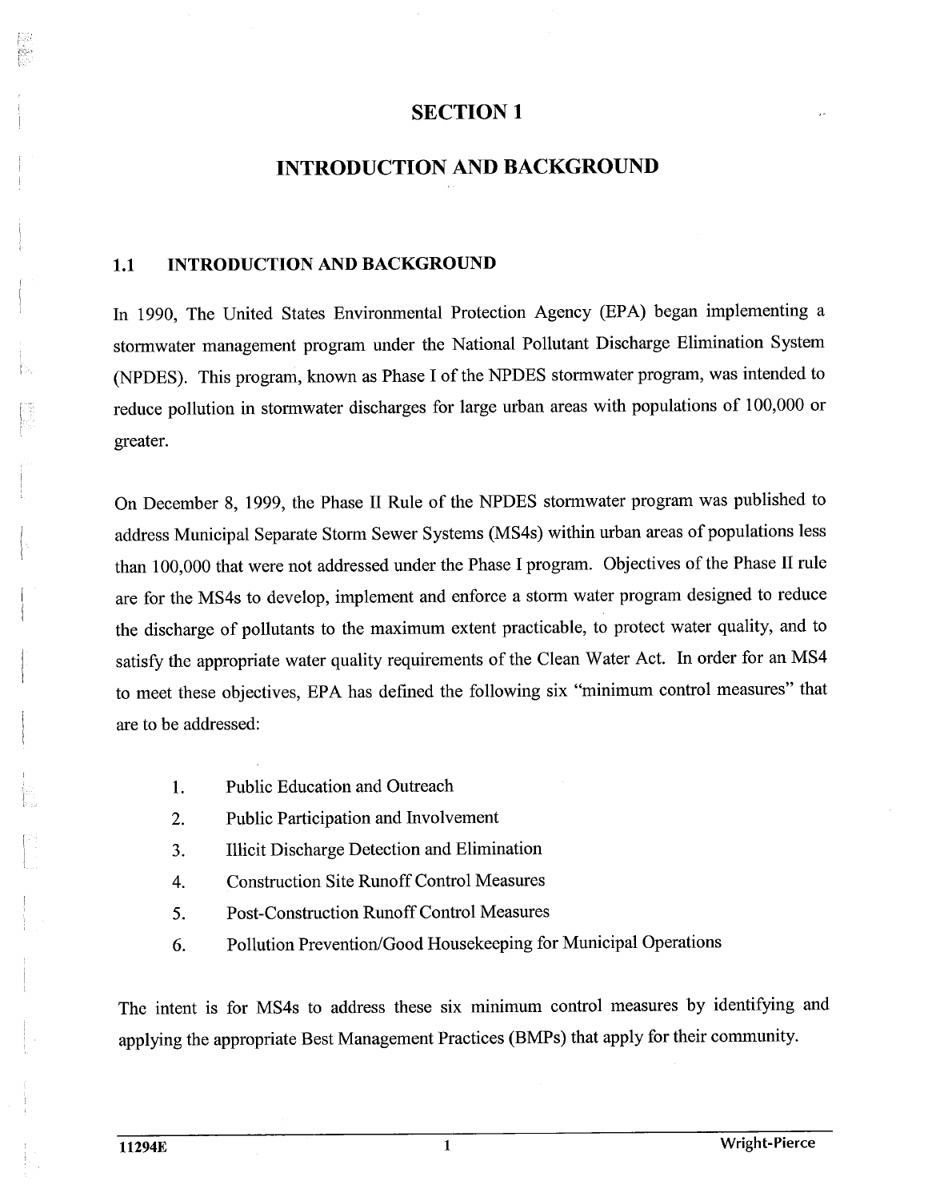# SECTION 1

# INTRODUCTION AND BACKGROUND

## 1.1 INTRODUCTION AND BACKGROUND

In 1990, The United States Environmental Protection Agency (EPA) began implementing a stormwater management program under the National Pollutant Discharge Elimination System (NPDES). This program, known as Phase I of the NPDES stormwater program, was intended to reduce pollution in stormwater discharges for large urban areas with populations of 100,000 or greater.

On December 8, 1999, the Phase II Rule of the NPDES stormwater program was published to address Municipal Separate Storm Sewer Systems (MS4s) within urban areas of populations less than 100,000 that were not addressed under the Phase I program. Objectives of the Phase II rule are for the MS4s to develop, implement and enforce a storm water program designed to reduce the discharge of pollutants to the maximum extent practicable, to protect water quality, and to satisfy the appropriate water quality requirements of the Clean Water Act. In order for an MS4 to meet these objectives, EPA has defined the following six "minimum control measures" that are to be addressed:

1. Public Education and Outreach
2. Public Participation and Involvement
3. Illicit Discharge Detection and Elimination
4. Construction Site Runoff Control Measures
5. Post-Construction Runoff Control Measures
6. Pollution Prevention/Good Housekeeping for Municipal Operations

The intent is for MS4s to address these six minimum control measures by identifying and applying the appropriate Best Management Practices (BMPs) that apply for their community.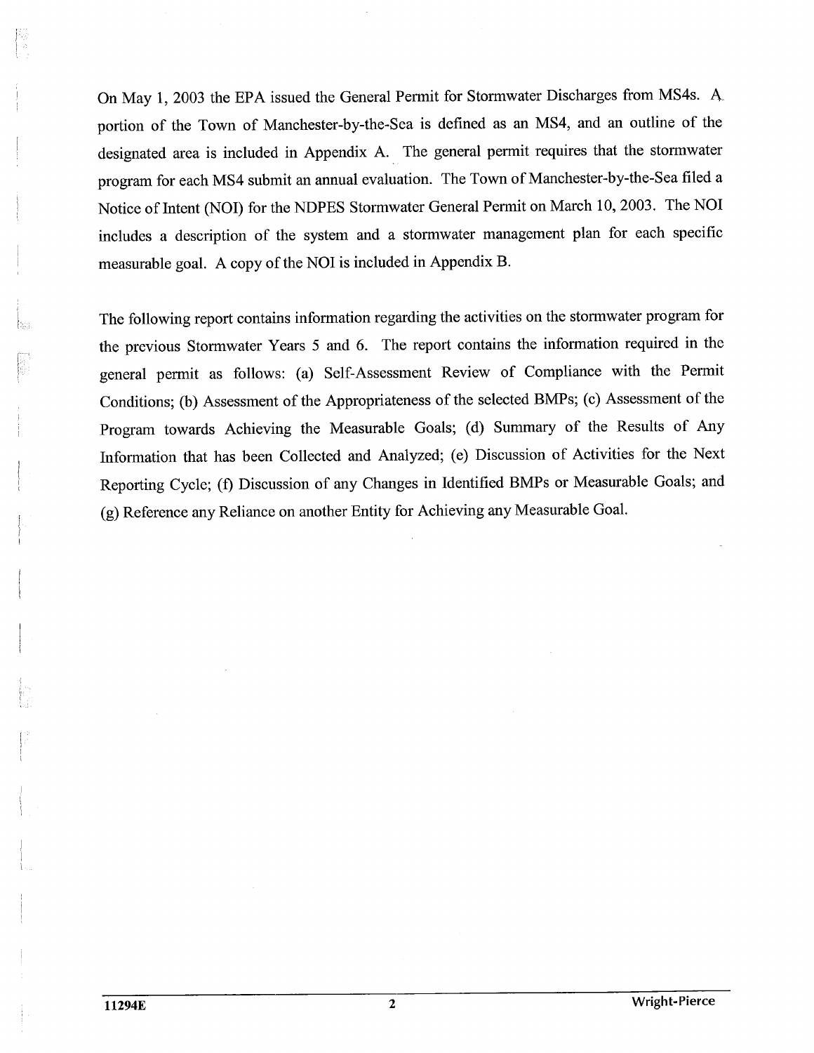On May 1, 2003 the EPA issued the General Permit for Stormwater Discharges from MS4s. A portion of the Town of Manchester-by-the-Sea is defined as an MS4, and an outline of the designated area is included in Appendix A. The general permit requires that the stormwater program for each MS4 submit an annual evaluation. The Town of Manchester-by-the-Sea filed a Notice of Intent (NOI) for the NDPES Stormwater General Permit on March 10, 2003. The NOI includes a description of the system and a stormwater management plan for each specific measurable goal. A copy of the NOI is included in Appendix B.

The following report contains information regarding the activities on the stormwater program for the previous Stormwater Years 5 and 6. The report contains the information required in the general permit as follows: (a) Self-Assessment Review of Compliance with the Permit Conditions; (b) Assessment of the Appropriateness of the selected BMPs; (c) Assessment of the Program towards Achieving the Measurable Goals; (d) Summary of the Results of Any Information that has been Collected and Analyzed; (e) Discussion of Activities for the Next Reporting Cycle; (f) Discussion of any Changes in Identified BMPs or Measurable Goals; and (g) Reference any Reliance on another Entity for Achieving any Measurable Goal.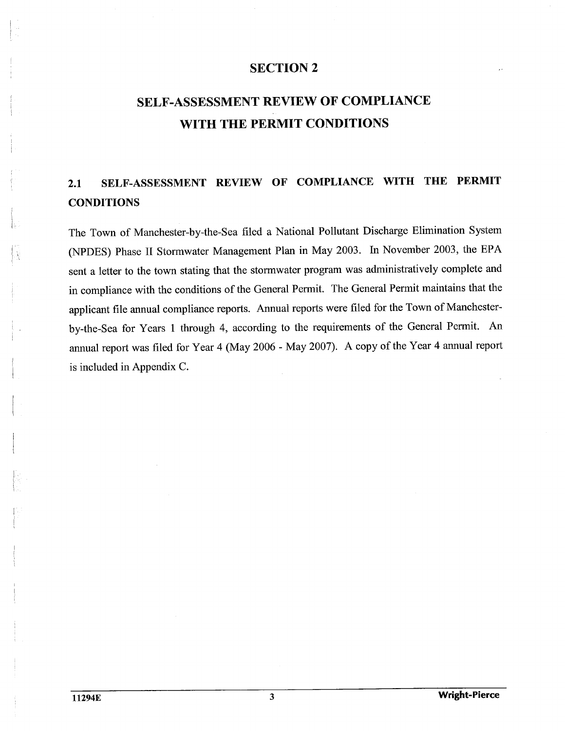# SECTION 2

# SELF-ASSESSMENT REVIEW OF COMPLIANCE WITH THE PERMIT CONDITIONS

## 2.1 SELF-ASSESSMENT REVIEW OF COMPLIANCE WITH THE PERMIT CONDITIONS

The Town of Manchester-by-the-Sea filed a National Pollutant Discharge Elimination System (NPDES) Phase II Stormwater Management Plan in May 2003. In November 2003, the EPA sent a letter to the town stating that the stormwater program was administratively complete and in compliance with the conditions of the General Permit. The General Permit maintains that the applicant file annual compliance reports. Annual reports were filed for the Town of Manchester-by-the-Sea for Years 1 through 4, according to the requirements of the General Permit. An annual report was filed for Year 4 (May 2006 - May 2007). A copy of the Year 4 annual report is included in Appendix C.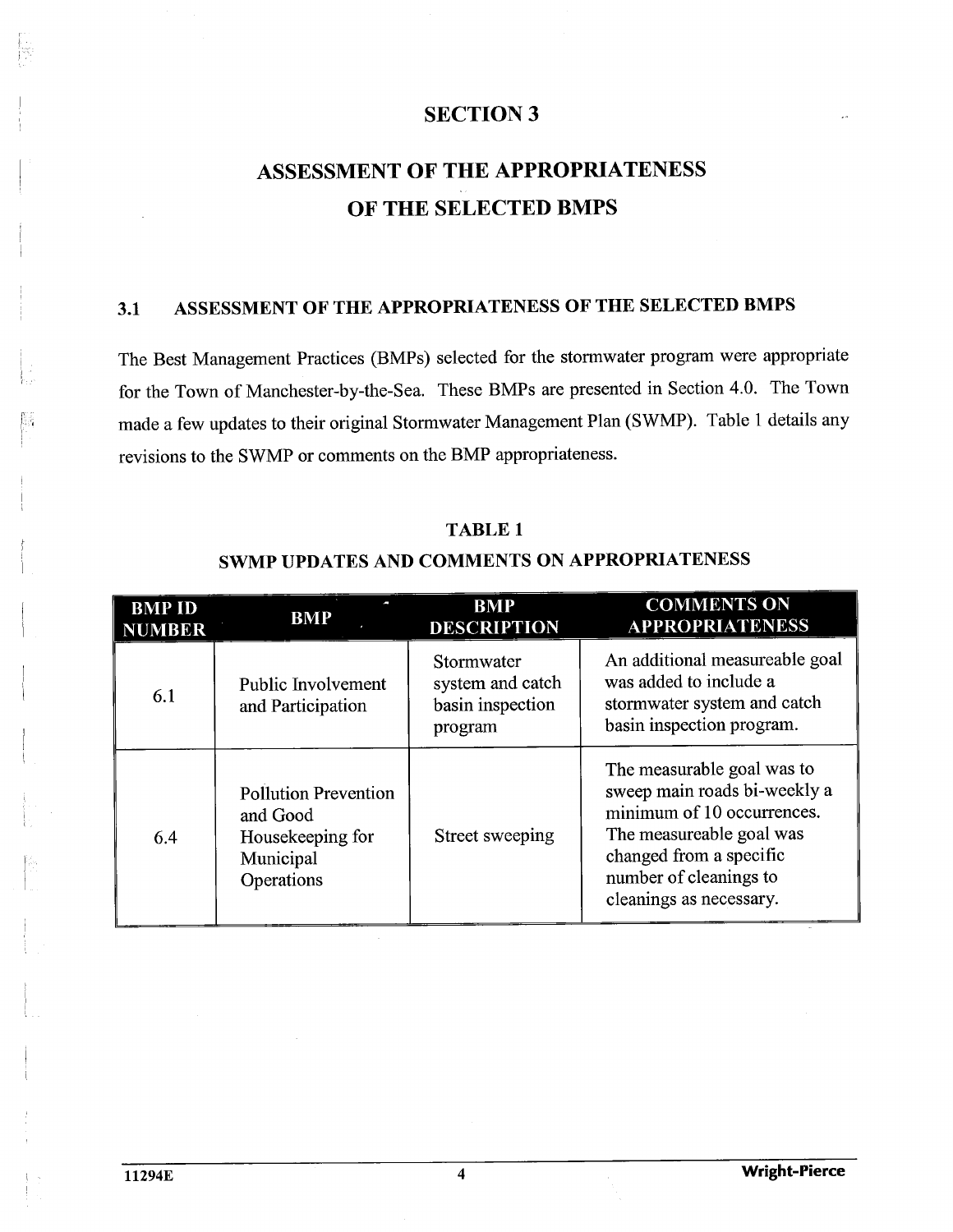# SECTION 3

# ASSESSMENT OF THE APPROPRIATENESS OF THE SELECTED BMPS

## 3.1 ASSESSMENT OF THE APPROPRIATENESS OF THE SELECTED BMPS

The Best Management Practices (BMPs) selected for the stormwater program were appropriate for the Town of Manchester-by-the-Sea. These BMPs are presented in Section 4.0. The Town made a few updates to their original Stormwater Management Plan (SWMP). Table 1 details any revisions to the SWMP or comments on the BMP appropriateness.

**TABLE 1**

**SWMP UPDATES AND COMMENTS ON APPROPRIATENESS**

| BMP ID NUMBER | BMP | BMP DESCRIPTION | COMMENTS ON APPROPRIATENESS |
|---|---|---|---|
| 6.1 | Public Involvement and Participation | Stormwater system and catch basin inspection program | An additional measureable goal was added to include a stormwater system and catch basin inspection program. |
| 6.4 | Pollution Prevention and Good Housekeeping for Municipal Operations | Street sweeping | The measurable goal was to sweep main roads bi-weekly a minimum of 10 occurrences. The measureable goal was changed from a specific number of cleanings to cleanings as necessary. |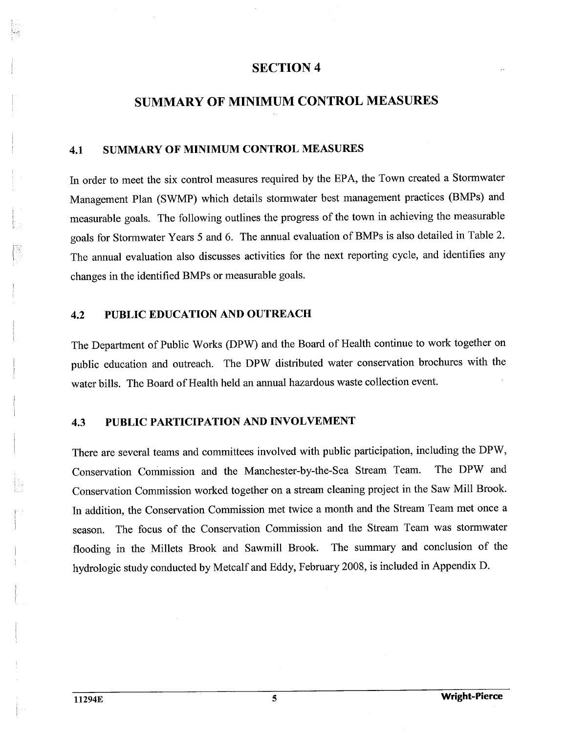# SECTION 4

# SUMMARY OF MINIMUM CONTROL MEASURES

## 4.1 SUMMARY OF MINIMUM CONTROL MEASURES

In order to meet the six control measures required by the EPA, the Town created a Stormwater Management Plan (SWMP) which details stormwater best management practices (BMPs) and measurable goals. The following outlines the progress of the town in achieving the measurable goals for Stormwater Years 5 and 6. The annual evaluation of BMPs is also detailed in Table 2. The annual evaluation also discusses activities for the next reporting cycle, and identifies any changes in the identified BMPs or measurable goals.

## 4.2 PUBLIC EDUCATION AND OUTREACH

The Department of Public Works (DPW) and the Board of Health continue to work together on public education and outreach. The DPW distributed water conservation brochures with the water bills. The Board of Health held an annual hazardous waste collection event.

## 4.3 PUBLIC PARTICIPATION AND INVOLVEMENT

There are several teams and committees involved with public participation, including the DPW, Conservation Commission and the Manchester-by-the-Sea Stream Team. The DPW and Conservation Commission worked together on a stream cleaning project in the Saw Mill Brook. In addition, the Conservation Commission met twice a month and the Stream Team met once a season. The focus of the Conservation Commission and the Stream Team was stormwater flooding in the Millets Brook and Sawmill Brook. The summary and conclusion of the hydrologic study conducted by Metcalf and Eddy, February 2008, is included in Appendix D.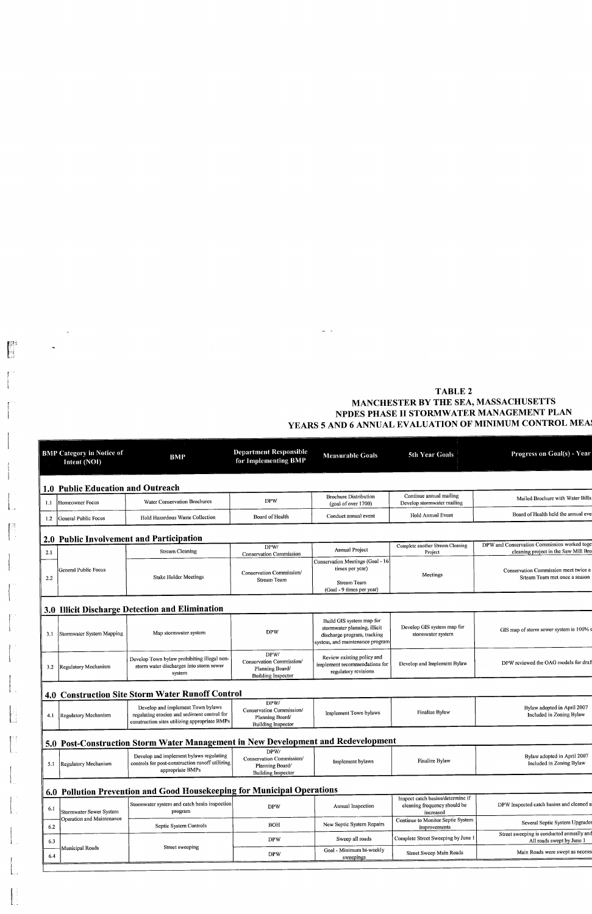**TABLE 2**
**MANCHESTER BY THE SEA, MASSACHUSETTS**
**NPDES PHASE II STORMWATER MANAGEMENT PLAN**
**YEARS 5 AND 6 ANNUAL EVALUATION OF MINIMUM CONTROL MEA**

| | BMP Category in Notice of Intent (NOI) | BMP | Department Responsible for Implementing BMP | Measurable Goals | 5th Year Goals | Progress on Goal(s) - Year |
|---|---|---|---|---|---|---|
| **1.0** | **Public Education and Outreach** | | | | | |
| 1.1 | Homeowner Focus | Water Conservation Brochures | DPW | Brochure Distribution (goal of over 1700) | Continue annual mailing Develop stormwater mailing | Mailed Brochure with Water Bills |
| 1.2 | General Public Focus | Hold Hazardous Waste Collection | Board of Health | Conduct annual event | Hold Annual Event | Board of Health held the annual eve |
| **2.0** | **Public Involvement and Participation** | | | | | |
| 2.1 | General Public Focus | Stream Cleaning | DPW/ Conservation Commission | Annual Project | Complete another Stream Cleaning Project | DPW and Conservation Commission worked toge cleaning project in the Saw Mill Bro |
| 2.2 | | Stake Holder Meetings | Conservation Commission/ Stream Team | Conservation Meetings (Goal - 16 times per year) Stream Team (Goal - 9 times per year) | Meetings | Conservation Commission meet twice a Srteam Team met once a season |
| **3.0** | **Illicit Discharge Detection and Elimination** | | | | | |
| 3.1 | Stormwater System Mapping | Map stormwater system | DPW | Build GIS system map for stormwater planning, illicit discharge program, tracking system, and maintenance program | Develop GIS system map for stormwater system | GIS map of storm sewer system is 100% |
| 3.2 | Regulatory Mechanism | Develop Town bylaw prohibiting illegal non-storm water discharges into storm sewer system | DPW/ Conservation Commission/ Planning Board/ Building Inspector | Review existing policy and implement recommendations for regulatory revisions | Develop and Implement Bylaw | DPW reviewed the OAG models for draf |
| **4.0** | **Construction Site Storm Water Runoff Control** | | | | | |
| 4.1 | Regulatory Mechanism | Develop and implement Town bylaws regulating erosion and sediment control for construction sites utilizing appropriate BMPs | DPW/ Conservation Commission/ Planning Board/ Building Inspector | Implement Town bylaws | Finalize Bylaw | Bylaw adopted in April 2007 Included in Zoning Bylaw |
| **5.0** | **Post-Construction Storm Water Management in New Development and Redevelopment** | | | | | |
| 5.1 | Regulatory Mechanism | Develop and implement bylaws regulating controls for post-construction runoff utilizing appropriate BMPs | DPW/ Conservation Commission/ Planning Board/ Building Inspector | Implement bylaws | Finalize Bylaw | Bylaw adopted in April 2007 Included in Zoning Bylaw |
| **6.0** | **Pollution Prevention and Good Housekeeping for Municipal Operations** | | | | | |
| 6.1 | Stormwater Sewer System Operation and Maintenance | Stormwater system and catch basin inspection program | DPW | Annual Inspection | Inspect catch basins/determine if cleaning frequency should be increased | DPW Inspected catch basins and cleaned a |
| 6.2 | | Septic System Controls | BOH | New Septic System Repairs | Continue to Monitor Septic System Improvements | Several Septic System Upgrade |
| 6.3 | Municipal Roads | Street sweeping | DPW | Sweep all roads | Complete Street Sweeping by June 1 | Street sweeping is conducted annually and All roads swept by June 1 |
| 6.4 | | | DPW | Goal - Minimum bi-weekly sweepings | Street Sweep Main Roads | Main Roads were swept as necess |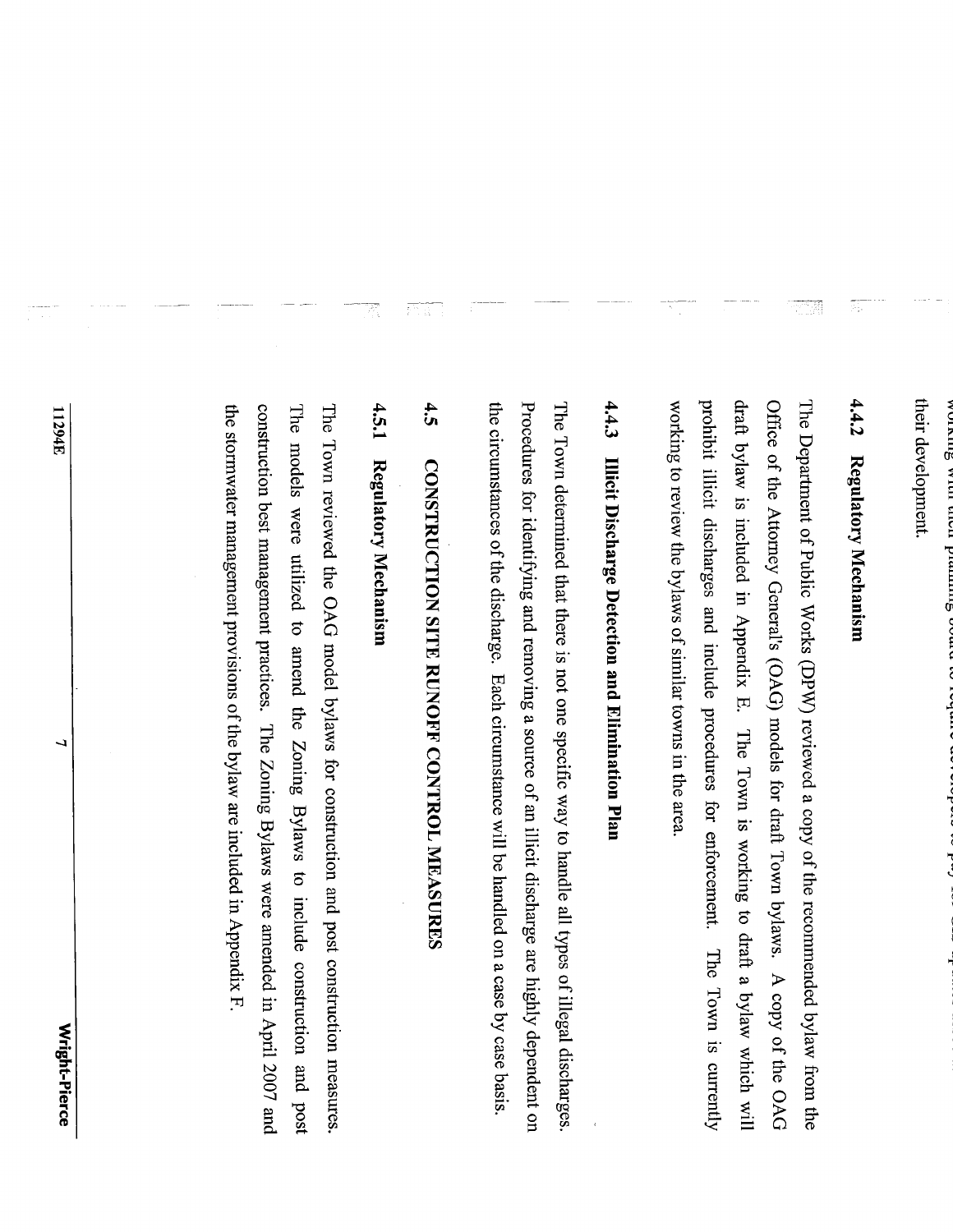working with their planning board to require developers to pay for the update their development.

### 4.4.2 Regulatory Mechanism

The Department of Public Works (DPW) reviewed a copy of the recommended bylaw from the Office of the Attorney General's (OAG) models for draft Town bylaws. A copy of the OAG draft bylaw is included in Appendix E. The Town is working to draft a bylaw which will prohibit illicit discharges and include procedures for enforcement. The Town is currently working to review the bylaws of similar towns in the area.

### 4.4.3 Illicit Discharge Detection and Elimination Plan

The Town determined that there is not one specific way to handle all types of illegal discharges. Procedures for identifying and removing a source of an illicit discharge are highly dependent on the circumstances of the discharge. Each circumstance will be handled on a case by case basis.

## 4.5 CONSTRUCTION SITE RUNOFF CONTROL MEASURES

### 4.5.1 Regulatory Mechanism

The Town reviewed the OAG model bylaws for construction and post construction measures. The models were utilized to amend the Zoning Bylaws to include construction and post construction best management practices. The Zoning Bylaws were amended in April 2007 and the stormwater management provisions of the bylaw are included in Appendix F.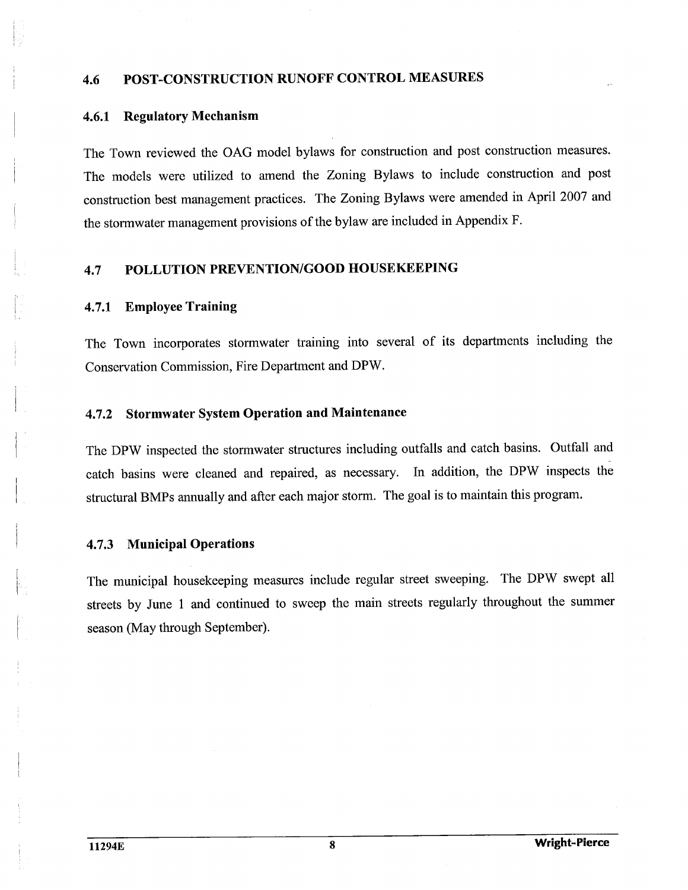## 4.6 POST-CONSTRUCTION RUNOFF CONTROL MEASURES

### 4.6.1 Regulatory Mechanism

The Town reviewed the OAG model bylaws for construction and post construction measures. The models were utilized to amend the Zoning Bylaws to include construction and post construction best management practices. The Zoning Bylaws were amended in April 2007 and the stormwater management provisions of the bylaw are included in Appendix F.

## 4.7 POLLUTION PREVENTION/GOOD HOUSEKEEPING

### 4.7.1 Employee Training

The Town incorporates stormwater training into several of its departments including the Conservation Commission, Fire Department and DPW.

### 4.7.2 Stormwater System Operation and Maintenance

The DPW inspected the stormwater structures including outfalls and catch basins. Outfall and catch basins were cleaned and repaired, as necessary. In addition, the DPW inspects the structural BMPs annually and after each major storm. The goal is to maintain this program.

### 4.7.3 Municipal Operations

The municipal housekeeping measures include regular street sweeping. The DPW swept all streets by June 1 and continued to sweep the main streets regularly throughout the summer season (May through September).